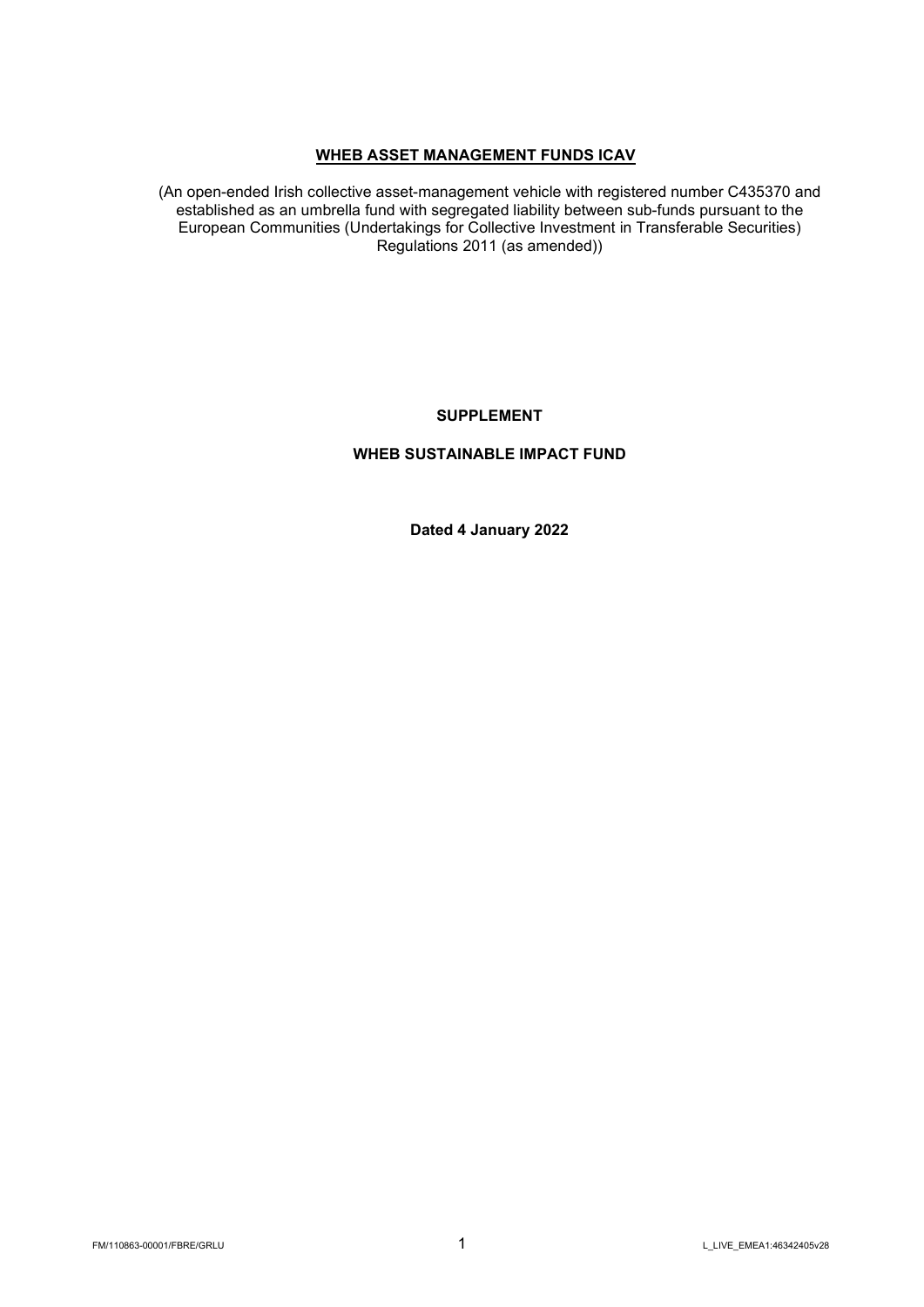# **WHEB ASSET MANAGEMENT FUNDS ICAV**

(An open-ended Irish collective asset-management vehicle with registered number C435370 and established as an umbrella fund with segregated liability between sub-funds pursuant to the European Communities (Undertakings for Collective Investment in Transferable Securities) Regulations 2011 (as amended))

## SUPPLEMENT

## WHEB SUSTAINABLE IMPACT FUND

**Dated 4 January 2022**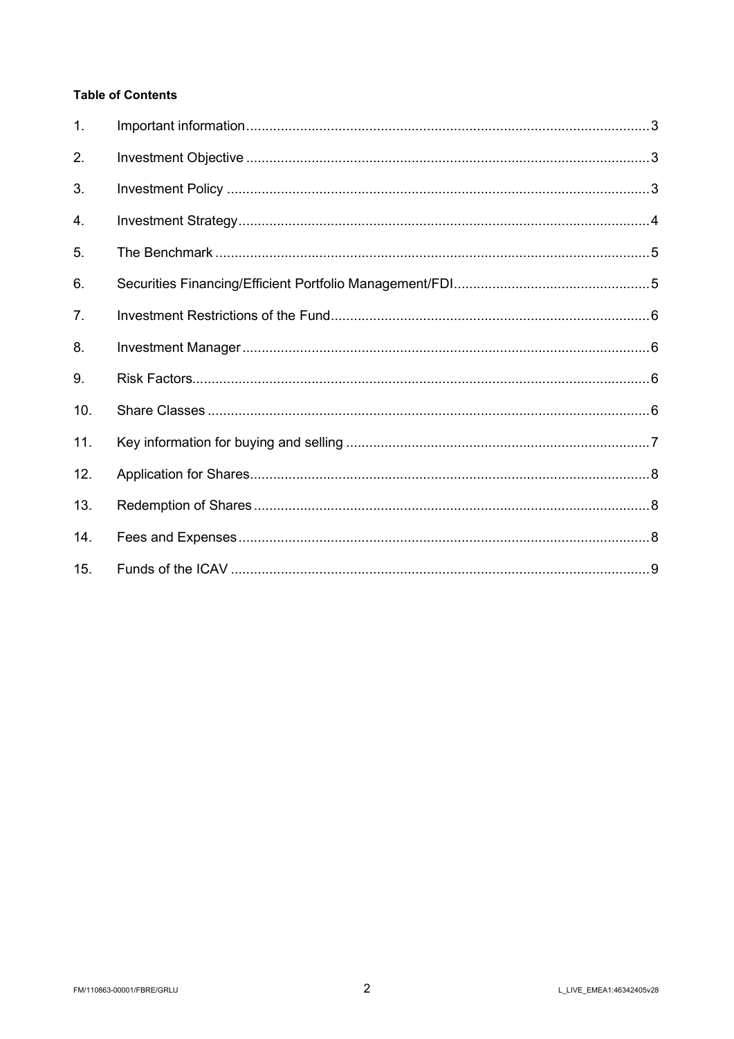**Table of Contents**

| | | |
|---|---|---|
| 1. | Important information | 3 |
| 2. | Investment Objective | 3 |
| 3. | Investment Policy | 3 |
| 4. | Investment Strategy | 4 |
| 5. | The Benchmark | 5 |
| 6. | Securities Financing/Efficient Portfolio Management/FDI | 5 |
| 7. | Investment Restrictions of the Fund | 6 |
| 8. | Investment Manager | 6 |
| 9. | Risk Factors | 6 |
| 10. | Share Classes | 6 |
| 11. | Key information for buying and selling | 7 |
| 12. | Application for Shares | 8 |
| 13. | Redemption of Shares | 8 |
| 14. | Fees and Expenses | 8 |
| 15. | Funds of the ICAV | 9 |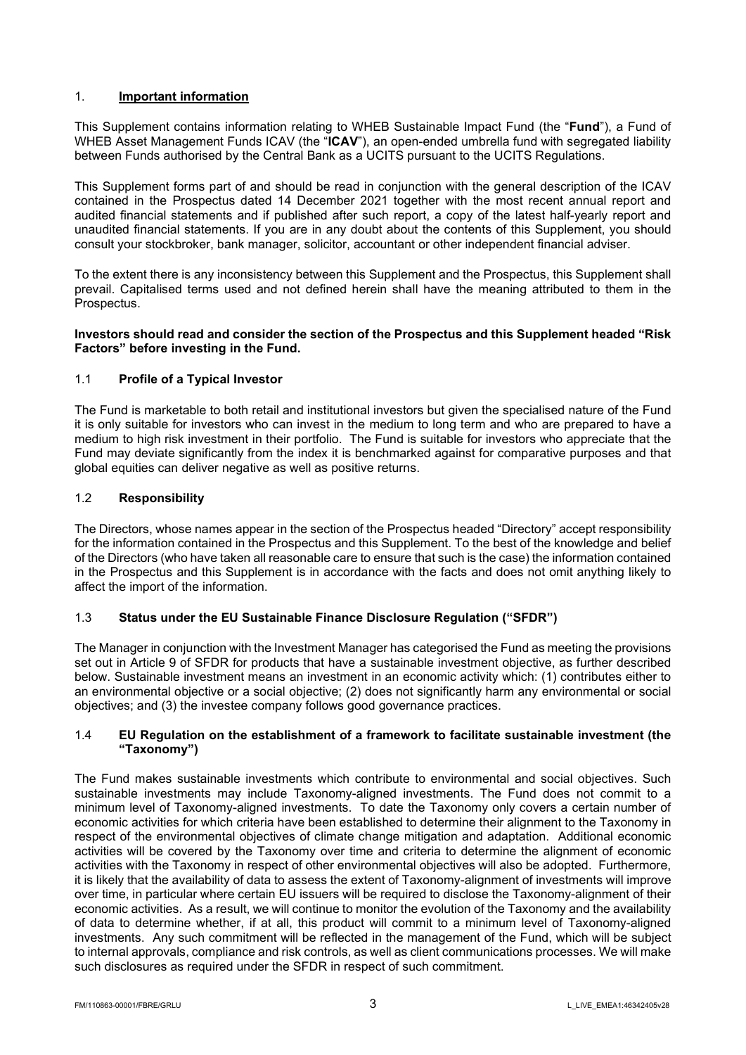## 1. **Important information**

This Supplement contains information relating to WHEB Sustainable Impact Fund (the "**Fund**"), a Fund of WHEB Asset Management Funds ICAV (the "**ICAV**"), an open-ended umbrella fund with segregated liability between Funds authorised by the Central Bank as a UCITS pursuant to the UCITS Regulations.

This Supplement forms part of and should be read in conjunction with the general description of the ICAV contained in the Prospectus dated 14 December 2021 together with the most recent annual report and audited financial statements and if published after such report, a copy of the latest half-yearly report and unaudited financial statements. If you are in any doubt about the contents of this Supplement, you should consult your stockbroker, bank manager, solicitor, accountant or other independent financial adviser.

To the extent there is any inconsistency between this Supplement and the Prospectus, this Supplement shall prevail. Capitalised terms used and not defined herein shall have the meaning attributed to them in the Prospectus.

**Investors should read and consider the section of the Prospectus and this Supplement headed "Risk Factors" before investing in the Fund.**

### 1.1 **Profile of a Typical Investor**

The Fund is marketable to both retail and institutional investors but given the specialised nature of the Fund it is only suitable for investors who can invest in the medium to long term and who are prepared to have a medium to high risk investment in their portfolio. The Fund is suitable for investors who appreciate that the Fund may deviate significantly from the index it is benchmarked against for comparative purposes and that global equities can deliver negative as well as positive returns.

### 1.2 **Responsibility**

The Directors, whose names appear in the section of the Prospectus headed "Directory" accept responsibility for the information contained in the Prospectus and this Supplement. To the best of the knowledge and belief of the Directors (who have taken all reasonable care to ensure that such is the case) the information contained in the Prospectus and this Supplement is in accordance with the facts and does not omit anything likely to affect the import of the information.

### 1.3 **Status under the EU Sustainable Finance Disclosure Regulation ("SFDR")**

The Manager in conjunction with the Investment Manager has categorised the Fund as meeting the provisions set out in Article 9 of SFDR for products that have a sustainable investment objective, as further described below. Sustainable investment means an investment in an economic activity which: (1) contributes either to an environmental objective or a social objective; (2) does not significantly harm any environmental or social objectives; and (3) the investee company follows good governance practices.

### 1.4 **EU Regulation on the establishment of a framework to facilitate sustainable investment (the "Taxonomy")**

The Fund makes sustainable investments which contribute to environmental and social objectives. Such sustainable investments may include Taxonomy-aligned investments. The Fund does not commit to a minimum level of Taxonomy-aligned investments. To date the Taxonomy only covers a certain number of economic activities for which criteria have been established to determine their alignment to the Taxonomy in respect of the environmental objectives of climate change mitigation and adaptation. Additional economic activities will be covered by the Taxonomy over time and criteria to determine the alignment of economic activities with the Taxonomy in respect of other environmental objectives will also be adopted. Furthermore, it is likely that the availability of data to assess the extent of Taxonomy-alignment of investments will improve over time, in particular where certain EU issuers will be required to disclose the Taxonomy-alignment of their economic activities. As a result, we will continue to monitor the evolution of the Taxonomy and the availability of data to determine whether, if at all, this product will commit to a minimum level of Taxonomy-aligned investments. Any such commitment will be reflected in the management of the Fund, which will be subject to internal approvals, compliance and risk controls, as well as client communications processes. We will make such disclosures as required under the SFDR in respect of such commitment.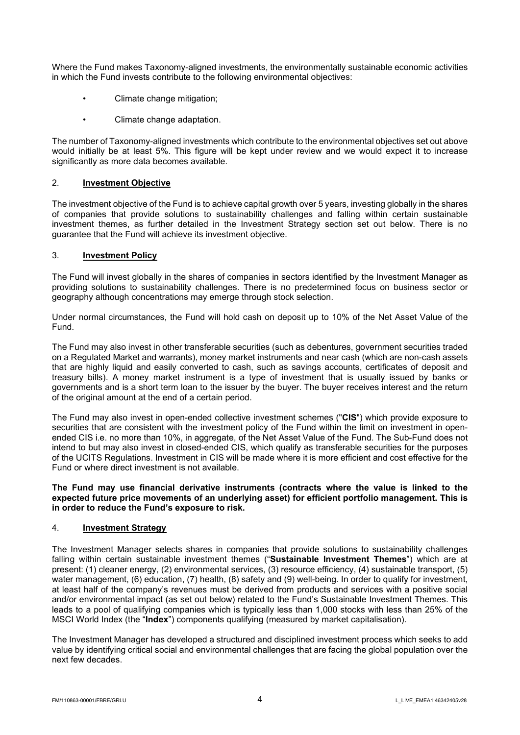Where the Fund makes Taxonomy-aligned investments, the environmentally sustainable economic activities in which the Fund invests contribute to the following environmental objectives:

- Climate change mitigation;
- Climate change adaptation.

The number of Taxonomy-aligned investments which contribute to the environmental objectives set out above would initially be at least 5%. This figure will be kept under review and we would expect it to increase significantly as more data becomes available.

## 2. **Investment Objective**

The investment objective of the Fund is to achieve capital growth over 5 years, investing globally in the shares of companies that provide solutions to sustainability challenges and falling within certain sustainable investment themes, as further detailed in the Investment Strategy section set out below. There is no guarantee that the Fund will achieve its investment objective.

## 3. **Investment Policy**

The Fund will invest globally in the shares of companies in sectors identified by the Investment Manager as providing solutions to sustainability challenges. There is no predetermined focus on business sector or geography although concentrations may emerge through stock selection.

Under normal circumstances, the Fund will hold cash on deposit up to 10% of the Net Asset Value of the Fund.

The Fund may also invest in other transferable securities (such as debentures, government securities traded on a Regulated Market and warrants), money market instruments and near cash (which are non-cash assets that are highly liquid and easily converted to cash, such as savings accounts, certificates of deposit and treasury bills). A money market instrument is a type of investment that is usually issued by banks or governments and is a short term loan to the issuer by the buyer. The buyer receives interest and the return of the original amount at the end of a certain period.

The Fund may also invest in open-ended collective investment schemes ("**CIS**") which provide exposure to securities that are consistent with the investment policy of the Fund within the limit on investment in open-ended CIS i.e. no more than 10%, in aggregate, of the Net Asset Value of the Fund. The Sub-Fund does not intend to but may also invest in closed-ended CIS, which qualify as transferable securities for the purposes of the UCITS Regulations. Investment in CIS will be made where it is more efficient and cost effective for the Fund or where direct investment is not available.

**The Fund may use financial derivative instruments (contracts where the value is linked to the expected future price movements of an underlying asset) for efficient portfolio management. This is in order to reduce the Fund's exposure to risk.**

## 4. **Investment Strategy**

The Investment Manager selects shares in companies that provide solutions to sustainability challenges falling within certain sustainable investment themes ("**Sustainable Investment Themes**") which are at present: (1) cleaner energy, (2) environmental services, (3) resource efficiency, (4) sustainable transport, (5) water management, (6) education, (7) health, (8) safety and (9) well-being. In order to qualify for investment, at least half of the company's revenues must be derived from products and services with a positive social and/or environmental impact (as set out below) related to the Fund's Sustainable Investment Themes. This leads to a pool of qualifying companies which is typically less than 1,000 stocks with less than 25% of the MSCI World Index (the "**Index**") components qualifying (measured by market capitalisation).

The Investment Manager has developed a structured and disciplined investment process which seeks to add value by identifying critical social and environmental challenges that are facing the global population over the next few decades.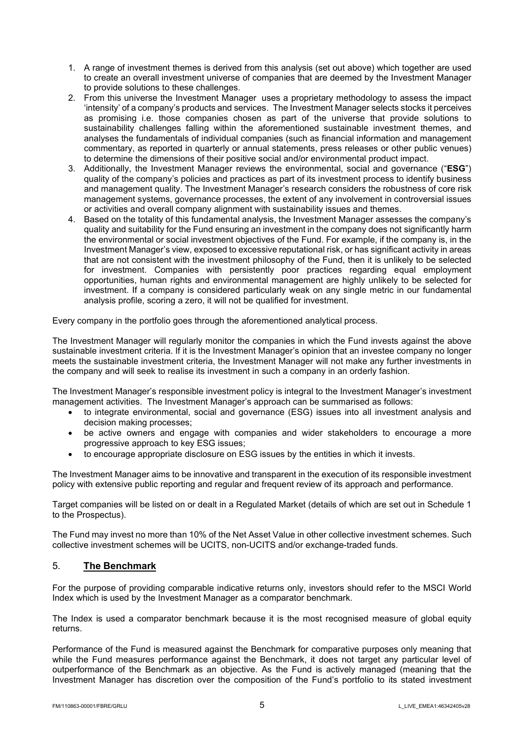1. A range of investment themes is derived from this analysis (set out above) which together are used to create an overall investment universe of companies that are deemed by the Investment Manager to provide solutions to these challenges.
2. From this universe the Investment Manager uses a proprietary methodology to assess the impact 'intensity' of a company's products and services. The Investment Manager selects stocks it perceives as promising i.e. those companies chosen as part of the universe that provide solutions to sustainability challenges falling within the aforementioned sustainable investment themes, and analyses the fundamentals of individual companies (such as financial information and management commentary, as reported in quarterly or annual statements, press releases or other public venues) to determine the dimensions of their positive social and/or environmental product impact.
3. Additionally, the Investment Manager reviews the environmental, social and governance ("**ESG**") quality of the company's policies and practices as part of its investment process to identify business and management quality. The Investment Manager's research considers the robustness of core risk management systems, governance processes, the extent of any involvement in controversial issues or activities and overall company alignment with sustainability issues and themes.
4. Based on the totality of this fundamental analysis, the Investment Manager assesses the company's quality and suitability for the Fund ensuring an investment in the company does not significantly harm the environmental or social investment objectives of the Fund. For example, if the company is, in the Investment Manager's view, exposed to excessive reputational risk, or has significant activity in areas that are not consistent with the investment philosophy of the Fund, then it is unlikely to be selected for investment. Companies with persistently poor practices regarding equal employment opportunities, human rights and environmental management are highly unlikely to be selected for investment. If a company is considered particularly weak on any single metric in our fundamental analysis profile, scoring a zero, it will not be qualified for investment.

Every company in the portfolio goes through the aforementioned analytical process.

The Investment Manager will regularly monitor the companies in which the Fund invests against the above sustainable investment criteria. If it is the Investment Manager's opinion that an investee company no longer meets the sustainable investment criteria, the Investment Manager will not make any further investments in the company and will seek to realise its investment in such a company in an orderly fashion.

The Investment Manager's responsible investment policy is integral to the Investment Manager's investment management activities. The Investment Manager's approach can be summarised as follows:

- to integrate environmental, social and governance (ESG) issues into all investment analysis and decision making processes;
- be active owners and engage with companies and wider stakeholders to encourage a more progressive approach to key ESG issues;
- to encourage appropriate disclosure on ESG issues by the entities in which it invests.

The Investment Manager aims to be innovative and transparent in the execution of its responsible investment policy with extensive public reporting and regular and frequent review of its approach and performance.

Target companies will be listed on or dealt in a Regulated Market (details of which are set out in Schedule 1 to the Prospectus).

The Fund may invest no more than 10% of the Net Asset Value in other collective investment schemes. Such collective investment schemes will be UCITS, non-UCITS and/or exchange-traded funds.

## 5. **The Benchmark**

For the purpose of providing comparable indicative returns only, investors should refer to the MSCI World Index which is used by the Investment Manager as a comparator benchmark.

The Index is used a comparator benchmark because it is the most recognised measure of global equity returns.

Performance of the Fund is measured against the Benchmark for comparative purposes only meaning that while the Fund measures performance against the Benchmark, it does not target any particular level of outperformance of the Benchmark as an objective. As the Fund is actively managed (meaning that the Investment Manager has discretion over the composition of the Fund's portfolio to its stated investment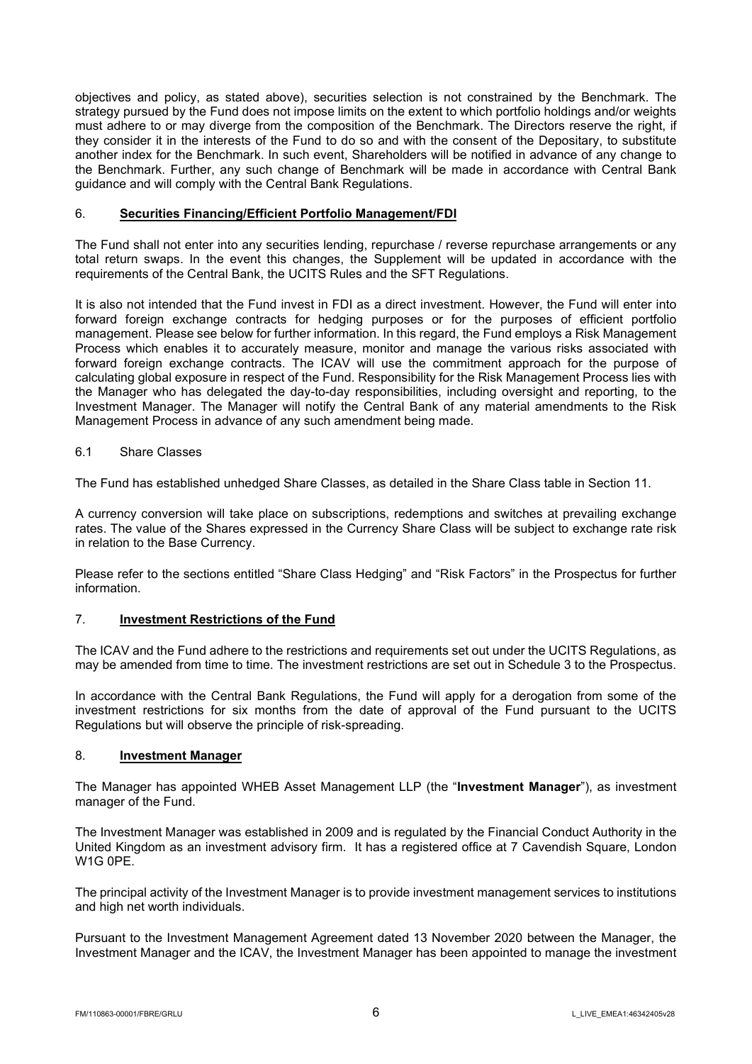objectives and policy, as stated above), securities selection is not constrained by the Benchmark. The strategy pursued by the Fund does not impose limits on the extent to which portfolio holdings and/or weights must adhere to or may diverge from the composition of the Benchmark. The Directors reserve the right, if they consider it in the interests of the Fund to do so and with the consent of the Depositary, to substitute another index for the Benchmark. In such event, Shareholders will be notified in advance of any change to the Benchmark. Further, any such change of Benchmark will be made in accordance with Central Bank guidance and will comply with the Central Bank Regulations.

## 6. **Securities Financing/Efficient Portfolio Management/FDI**

The Fund shall not enter into any securities lending, repurchase / reverse repurchase arrangements or any total return swaps. In the event this changes, the Supplement will be updated in accordance with the requirements of the Central Bank, the UCITS Rules and the SFT Regulations.

It is also not intended that the Fund invest in FDI as a direct investment. However, the Fund will enter into forward foreign exchange contracts for hedging purposes or for the purposes of efficient portfolio management. Please see below for further information. In this regard, the Fund employs a Risk Management Process which enables it to accurately measure, monitor and manage the various risks associated with forward foreign exchange contracts. The ICAV will use the commitment approach for the purpose of calculating global exposure in respect of the Fund. Responsibility for the Risk Management Process lies with the Manager who has delegated the day-to-day responsibilities, including oversight and reporting, to the Investment Manager. The Manager will notify the Central Bank of any material amendments to the Risk Management Process in advance of any such amendment being made.

### 6.1 Share Classes

The Fund has established unhedged Share Classes, as detailed in the Share Class table in Section 11.

A currency conversion will take place on subscriptions, redemptions and switches at prevailing exchange rates. The value of the Shares expressed in the Currency Share Class will be subject to exchange rate risk in relation to the Base Currency.

Please refer to the sections entitled "Share Class Hedging" and "Risk Factors" in the Prospectus for further information.

## 7. **Investment Restrictions of the Fund**

The ICAV and the Fund adhere to the restrictions and requirements set out under the UCITS Regulations, as may be amended from time to time. The investment restrictions are set out in Schedule 3 to the Prospectus.

In accordance with the Central Bank Regulations, the Fund will apply for a derogation from some of the investment restrictions for six months from the date of approval of the Fund pursuant to the UCITS Regulations but will observe the principle of risk-spreading.

## 8. **Investment Manager**

The Manager has appointed WHEB Asset Management LLP (the "**Investment Manager**"), as investment manager of the Fund.

The Investment Manager was established in 2009 and is regulated by the Financial Conduct Authority in the United Kingdom as an investment advisory firm. It has a registered office at 7 Cavendish Square, London W1G 0PE.

The principal activity of the Investment Manager is to provide investment management services to institutions and high net worth individuals.

Pursuant to the Investment Management Agreement dated 13 November 2020 between the Manager, the Investment Manager and the ICAV, the Investment Manager has been appointed to manage the investment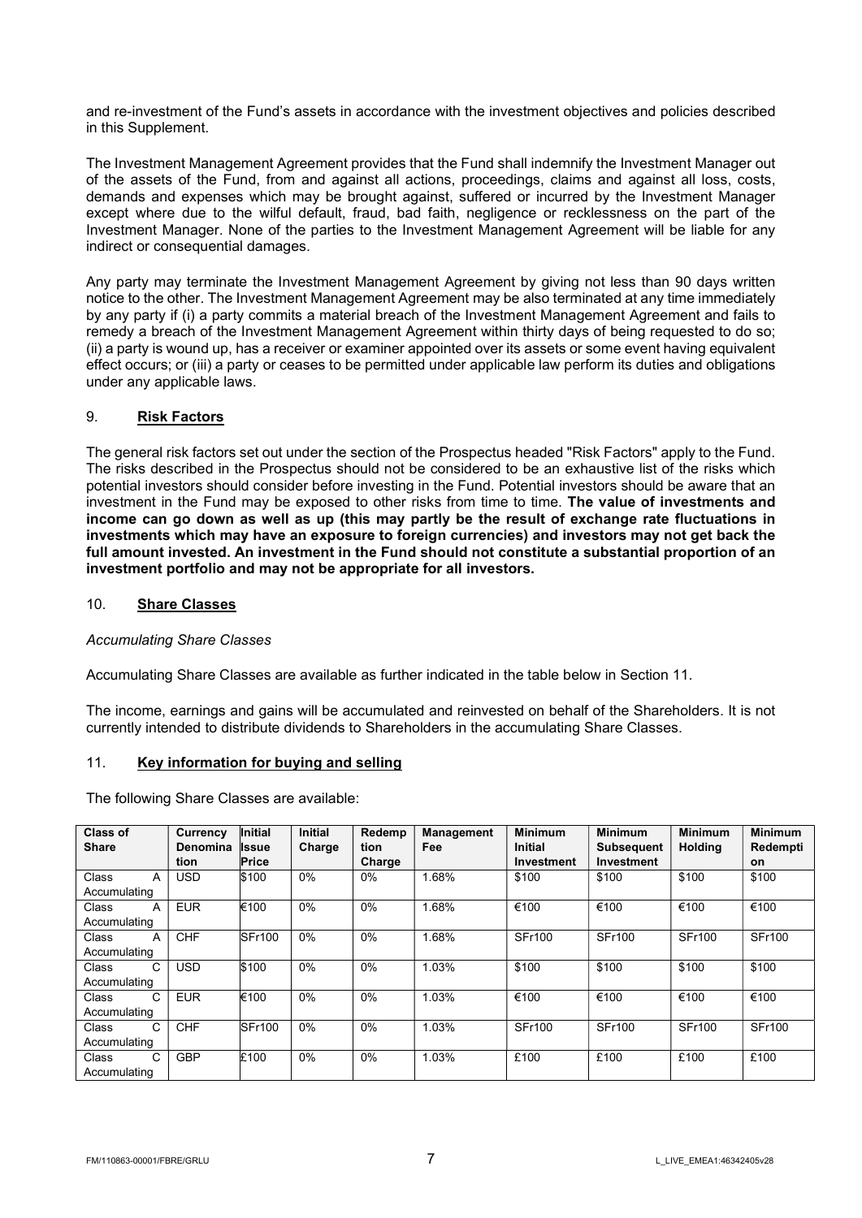and re-investment of the Fund's assets in accordance with the investment objectives and policies described in this Supplement.

The Investment Management Agreement provides that the Fund shall indemnify the Investment Manager out of the assets of the Fund, from and against all actions, proceedings, claims and against all loss, costs, demands and expenses which may be brought against, suffered or incurred by the Investment Manager except where due to the wilful default, fraud, bad faith, negligence or recklessness on the part of the Investment Manager. None of the parties to the Investment Management Agreement will be liable for any indirect or consequential damages.

Any party may terminate the Investment Management Agreement by giving not less than 90 days written notice to the other. The Investment Management Agreement may be also terminated at any time immediately by any party if (i) a party commits a material breach of the Investment Management Agreement and fails to remedy a breach of the Investment Management Agreement within thirty days of being requested to do so; (ii) a party is wound up, has a receiver or examiner appointed over its assets or some event having equivalent effect occurs; or (iii) a party or ceases to be permitted under applicable law perform its duties and obligations under any applicable laws.

## 9. Risk Factors

The general risk factors set out under the section of the Prospectus headed "Risk Factors" apply to the Fund. The risks described in the Prospectus should not be considered to be an exhaustive list of the risks which potential investors should consider before investing in the Fund. Potential investors should be aware that an investment in the Fund may be exposed to other risks from time to time. **The value of investments and income can go down as well as up (this may partly be the result of exchange rate fluctuations in investments which may have an exposure to foreign currencies) and investors may not get back the full amount invested. An investment in the Fund should not constitute a substantial proportion of an investment portfolio and may not be appropriate for all investors.**

## 10. Share Classes

*Accumulating Share Classes*

Accumulating Share Classes are available as further indicated in the table below in Section 11.

The income, earnings and gains will be accumulated and reinvested on behalf of the Shareholders. It is not currently intended to distribute dividends to Shareholders in the accumulating Share Classes.

## 11. Key information for buying and selling

The following Share Classes are available:

| Class of Share | Currency Denomination | Initial Issue Price | Initial Charge | Redemption Charge | Management Fee | Minimum Initial Investment | Minimum Subsequent Investment | Minimum Holding | Minimum Redemption |
|---|---|---|---|---|---|---|---|---|---|
| Class A Accumulating | USD | $100 | 0% | 0% | 1.68% | $100 | $100 | $100 | $100 |
| Class A Accumulating | EUR | €100 | 0% | 0% | 1.68% | €100 | €100 | €100 | €100 |
| Class A Accumulating | CHF | SFr100 | 0% | 0% | 1.68% | SFr100 | SFr100 | SFr100 | SFr100 |
| Class C Accumulating | USD | $100 | 0% | 0% | 1.03% | $100 | $100 | $100 | $100 |
| Class C Accumulating | EUR | €100 | 0% | 0% | 1.03% | €100 | €100 | €100 | €100 |
| Class C Accumulating | CHF | SFr100 | 0% | 0% | 1.03% | SFr100 | SFr100 | SFr100 | SFr100 |
| Class C Accumulating | GBP | £100 | 0% | 0% | 1.03% | £100 | £100 | £100 | £100 |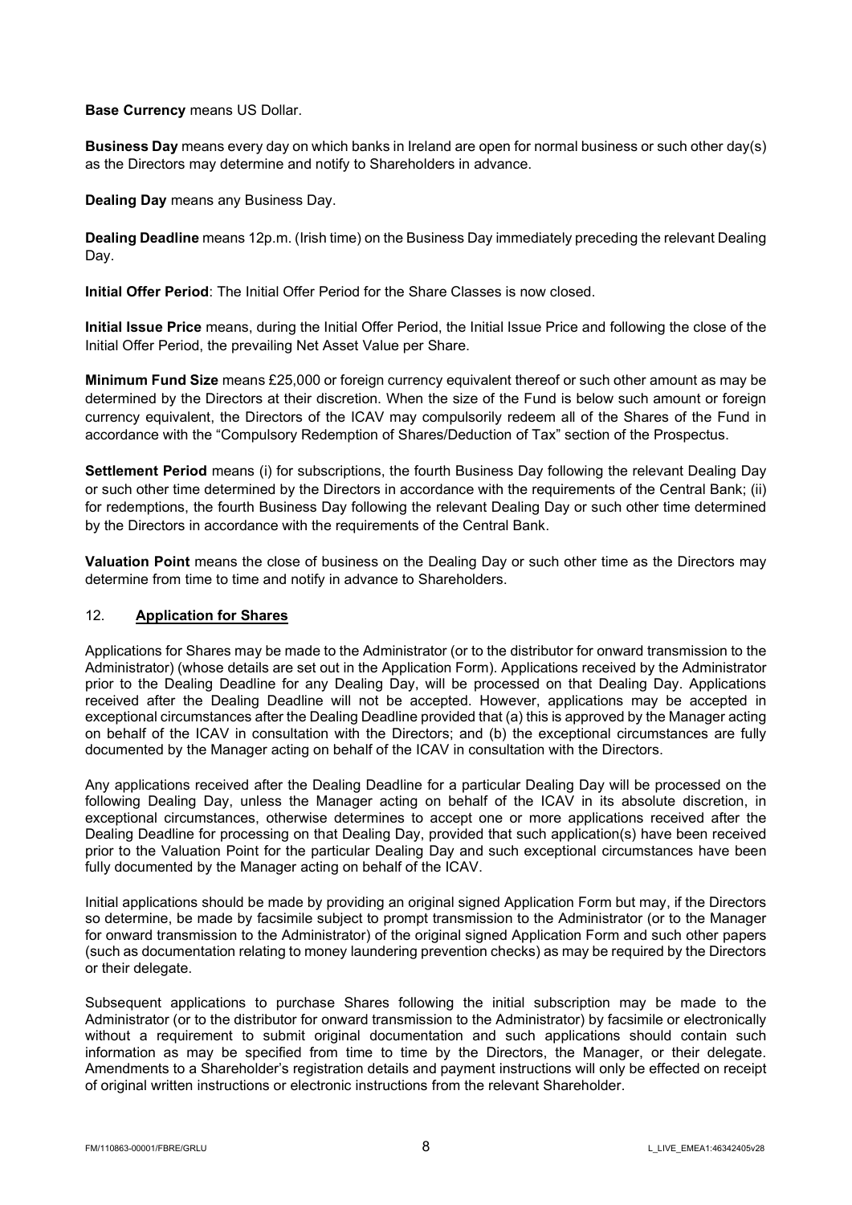**Base Currency** means US Dollar.

**Business Day** means every day on which banks in Ireland are open for normal business or such other day(s) as the Directors may determine and notify to Shareholders in advance.

**Dealing Day** means any Business Day.

**Dealing Deadline** means 12p.m. (Irish time) on the Business Day immediately preceding the relevant Dealing Day.

**Initial Offer Period**: The Initial Offer Period for the Share Classes is now closed.

**Initial Issue Price** means, during the Initial Offer Period, the Initial Issue Price and following the close of the Initial Offer Period, the prevailing Net Asset Value per Share.

**Minimum Fund Size** means £25,000 or foreign currency equivalent thereof or such other amount as may be determined by the Directors at their discretion. When the size of the Fund is below such amount or foreign currency equivalent, the Directors of the ICAV may compulsorily redeem all of the Shares of the Fund in accordance with the "Compulsory Redemption of Shares/Deduction of Tax" section of the Prospectus.

**Settlement Period** means (i) for subscriptions, the fourth Business Day following the relevant Dealing Day or such other time determined by the Directors in accordance with the requirements of the Central Bank; (ii) for redemptions, the fourth Business Day following the relevant Dealing Day or such other time determined by the Directors in accordance with the requirements of the Central Bank.

**Valuation Point** means the close of business on the Dealing Day or such other time as the Directors may determine from time to time and notify in advance to Shareholders.

## 12. Application for Shares

Applications for Shares may be made to the Administrator (or to the distributor for onward transmission to the Administrator) (whose details are set out in the Application Form). Applications received by the Administrator prior to the Dealing Deadline for any Dealing Day, will be processed on that Dealing Day. Applications received after the Dealing Deadline will not be accepted. However, applications may be accepted in exceptional circumstances after the Dealing Deadline provided that (a) this is approved by the Manager acting on behalf of the ICAV in consultation with the Directors; and (b) the exceptional circumstances are fully documented by the Manager acting on behalf of the ICAV in consultation with the Directors.

Any applications received after the Dealing Deadline for a particular Dealing Day will be processed on the following Dealing Day, unless the Manager acting on behalf of the ICAV in its absolute discretion, in exceptional circumstances, otherwise determines to accept one or more applications received after the Dealing Deadline for processing on that Dealing Day, provided that such application(s) have been received prior to the Valuation Point for the particular Dealing Day and such exceptional circumstances have been fully documented by the Manager acting on behalf of the ICAV.

Initial applications should be made by providing an original signed Application Form but may, if the Directors so determine, be made by facsimile subject to prompt transmission to the Administrator (or to the Manager for onward transmission to the Administrator) of the original signed Application Form and such other papers (such as documentation relating to money laundering prevention checks) as may be required by the Directors or their delegate.

Subsequent applications to purchase Shares following the initial subscription may be made to the Administrator (or to the distributor for onward transmission to the Administrator) by facsimile or electronically without a requirement to submit original documentation and such applications should contain such information as may be specified from time to time by the Directors, the Manager, or their delegate. Amendments to a Shareholder's registration details and payment instructions will only be effected on receipt of original written instructions or electronic instructions from the relevant Shareholder.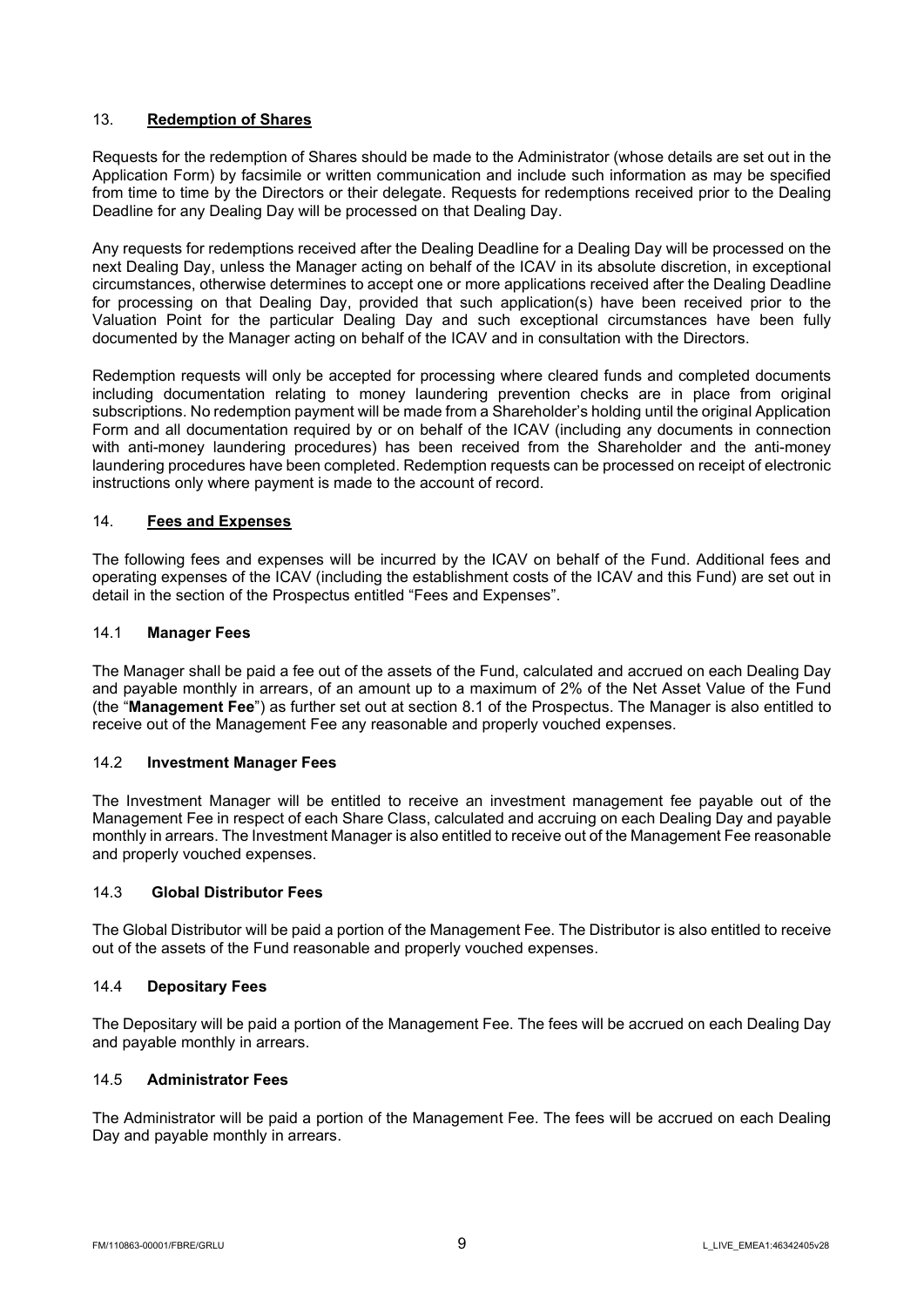## 13. Redemption of Shares

Requests for the redemption of Shares should be made to the Administrator (whose details are set out in the Application Form) by facsimile or written communication and include such information as may be specified from time to time by the Directors or their delegate. Requests for redemptions received prior to the Dealing Deadline for any Dealing Day will be processed on that Dealing Day.

Any requests for redemptions received after the Dealing Deadline for a Dealing Day will be processed on the next Dealing Day, unless the Manager acting on behalf of the ICAV in its absolute discretion, in exceptional circumstances, otherwise determines to accept one or more applications received after the Dealing Deadline for processing on that Dealing Day, provided that such application(s) have been received prior to the Valuation Point for the particular Dealing Day and such exceptional circumstances have been fully documented by the Manager acting on behalf of the ICAV and in consultation with the Directors.

Redemption requests will only be accepted for processing where cleared funds and completed documents including documentation relating to money laundering prevention checks are in place from original subscriptions. No redemption payment will be made from a Shareholder's holding until the original Application Form and all documentation required by or on behalf of the ICAV (including any documents in connection with anti-money laundering procedures) has been received from the Shareholder and the anti-money laundering procedures have been completed. Redemption requests can be processed on receipt of electronic instructions only where payment is made to the account of record.

## 14. Fees and Expenses

The following fees and expenses will be incurred by the ICAV on behalf of the Fund. Additional fees and operating expenses of the ICAV (including the establishment costs of the ICAV and this Fund) are set out in detail in the section of the Prospectus entitled "Fees and Expenses".

### 14.1 Manager Fees

The Manager shall be paid a fee out of the assets of the Fund, calculated and accrued on each Dealing Day and payable monthly in arrears, of an amount up to a maximum of 2% of the Net Asset Value of the Fund (the "**Management Fee**") as further set out at section 8.1 of the Prospectus. The Manager is also entitled to receive out of the Management Fee any reasonable and properly vouched expenses.

### 14.2 Investment Manager Fees

The Investment Manager will be entitled to receive an investment management fee payable out of the Management Fee in respect of each Share Class, calculated and accruing on each Dealing Day and payable monthly in arrears. The Investment Manager is also entitled to receive out of the Management Fee reasonable and properly vouched expenses.

### 14.3 Global Distributor Fees

The Global Distributor will be paid a portion of the Management Fee. The Distributor is also entitled to receive out of the assets of the Fund reasonable and properly vouched expenses.

### 14.4 Depositary Fees

The Depositary will be paid a portion of the Management Fee. The fees will be accrued on each Dealing Day and payable monthly in arrears.

### 14.5 Administrator Fees

The Administrator will be paid a portion of the Management Fee. The fees will be accrued on each Dealing Day and payable monthly in arrears.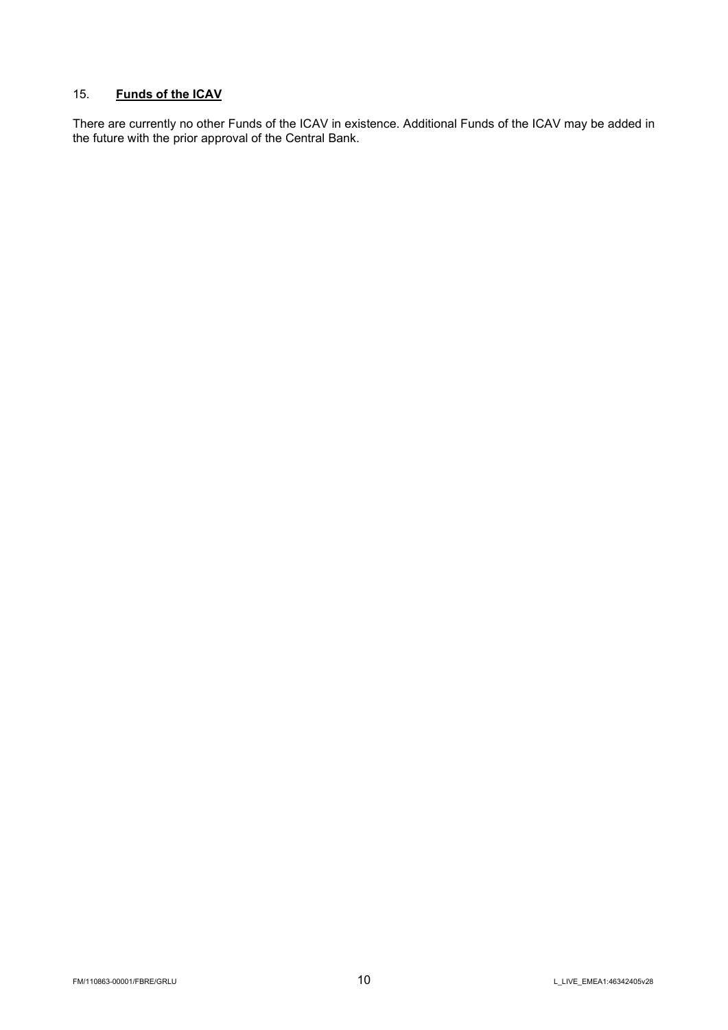## 15. **Funds of the ICAV**

There are currently no other Funds of the ICAV in existence. Additional Funds of the ICAV may be added in the future with the prior approval of the Central Bank.